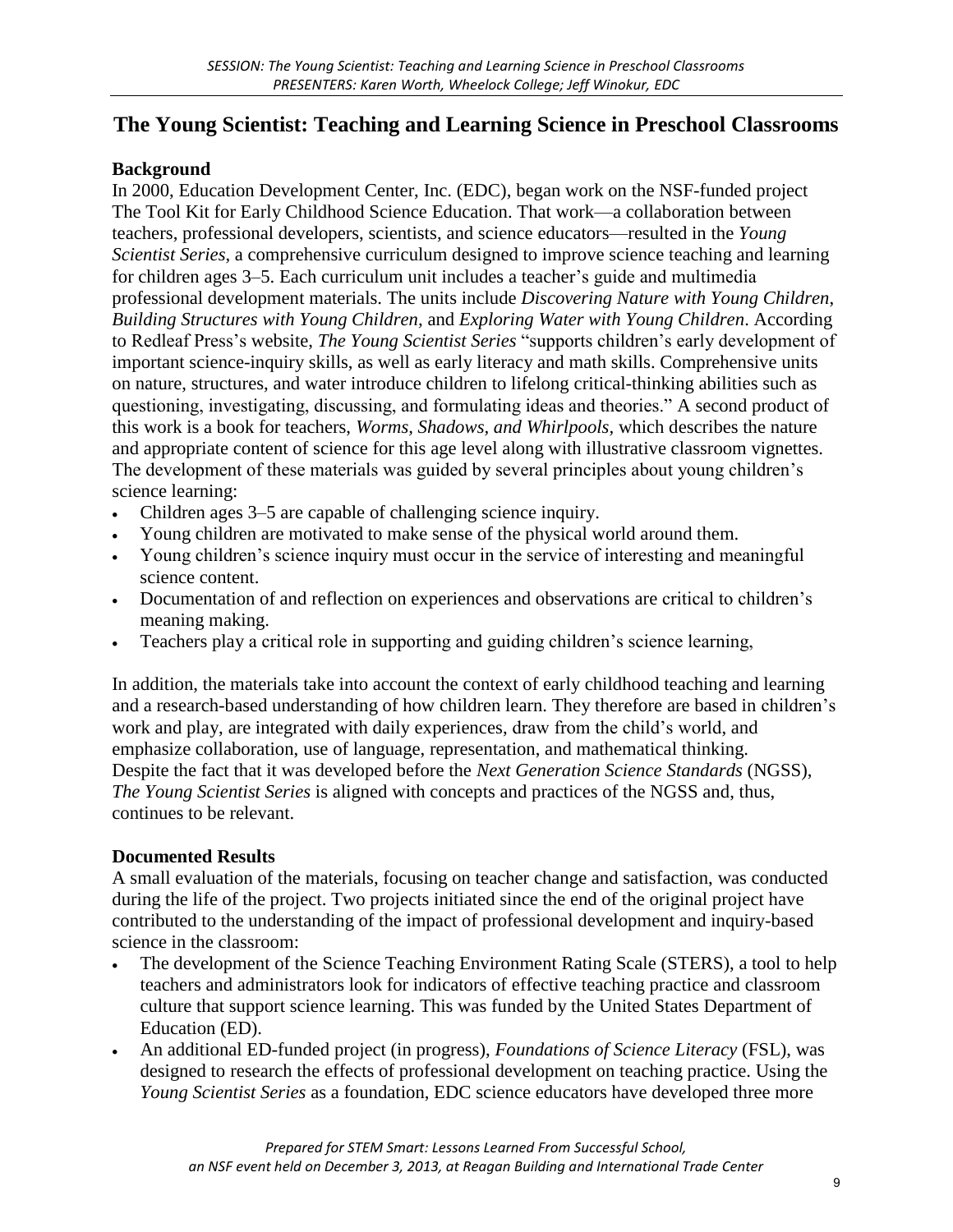# The Young Scientist: Teaching and Learning Science in Preschool Classrooms

## Background

In 2000, Education Development Center, Inc. (EDC), began work on the NSF-funded project The Tool Kit for Early Childhood Science Education. That work—a collaboration between teachers, professional developers, scientists, and science educators—resulted in the *Young Scientist Series*, a comprehensive curriculum designed to improve science teaching and learning for children ages 3–5. Each curriculum unit includes a teacher's guide and multimedia professional development materials. The units include *Discovering Nature with Young Children*, *Building Structures with Young Children,* and *Exploring Water with Young Children*. According to Redleaf Press's website, *The Young Scientist Series* "supports children's early development of important science-inquiry skills, as well as early literacy and math skills. Comprehensive units on nature, structures, and water introduce children to lifelong critical-thinking abilities such as questioning, investigating, discussing, and formulating ideas and theories." A second product of this work is a book for teachers, *Worms, Shadows, and Whirlpools,* which describes the nature and appropriate content of science for this age level along with illustrative classroom vignettes. The development of these materials was guided by several principles about young children's science learning:

- Children ages 3–5 are capable of challenging science inquiry.
- Young children are motivated to make sense of the physical world around them.
- Young children's science inquiry must occur in the service of interesting and meaningful science content.
- Documentation of and reflection on experiences and observations are critical to children's meaning making.
- Teachers play a critical role in supporting and guiding children's science learning,

In addition, the materials take into account the context of early childhood teaching and learning and a research-based understanding of how children learn. They therefore are based in children's work and play, are integrated with daily experiences, draw from the child's world, and emphasize collaboration, use of language, representation, and mathematical thinking. Despite the fact that it was developed before the *Next Generation Science Standards* (NGSS), *The Young Scientist Series* is aligned with concepts and practices of the NGSS and, thus, continues to be relevant.

## Documented Results

A small evaluation of the materials, focusing on teacher change and satisfaction, was conducted during the life of the project. Two projects initiated since the end of the original project have contributed to the understanding of the impact of professional development and inquiry-based science in the classroom:

- The development of the Science Teaching Environment Rating Scale (STERS), a tool to help teachers and administrators look for indicators of effective teaching practice and classroom culture that support science learning. This was funded by the United States Department of Education (ED).
- An additional ED-funded project (in progress), *Foundations of Science Literacy* (FSL), was designed to research the effects of professional development on teaching practice. Using the *Young Scientist Series* as a foundation, EDC science educators have developed three more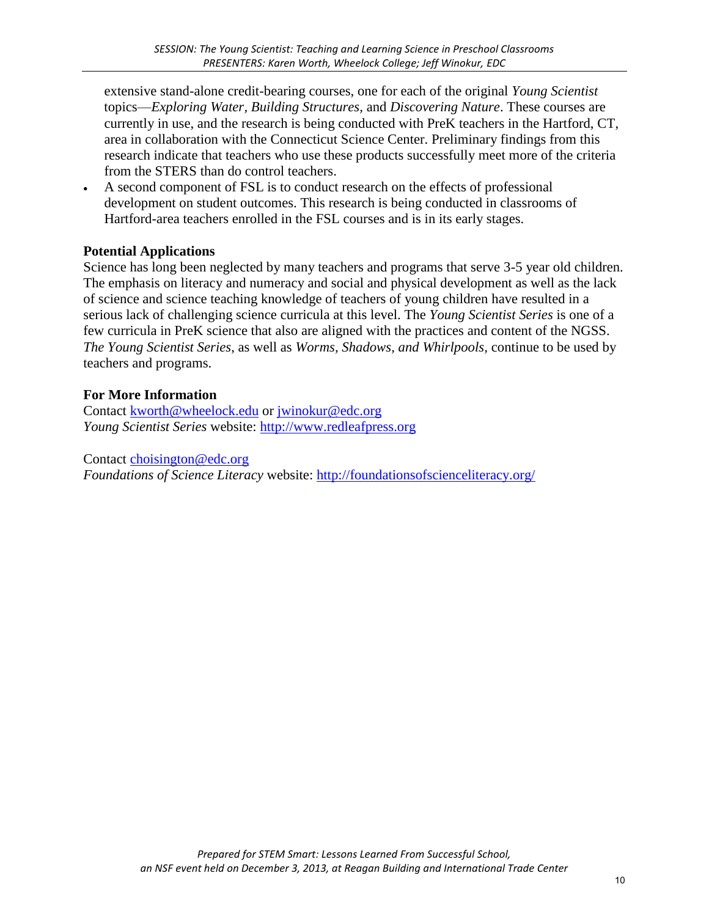extensive stand-alone credit-bearing courses, one for each of the original *Young Scientist* topics—*Exploring Water*, *Building Structures*, and *Discovering Nature*. These courses are currently in use, and the research is being conducted with PreK teachers in the Hartford, CT, area in collaboration with the Connecticut Science Center. Preliminary findings from this research indicate that teachers who use these products successfully meet more of the criteria from the STERS than do control teachers.

- A second component of FSL is to conduct research on the effects of professional development on student outcomes. This research is being conducted in classrooms of Hartford-area teachers enrolled in the FSL courses and is in its early stages.

**Potential Applications**

Science has long been neglected by many teachers and programs that serve 3-5 year old children. The emphasis on literacy and numeracy and social and physical development as well as the lack of science and science teaching knowledge of teachers of young children have resulted in a serious lack of challenging science curricula at this level. The *Young Scientist Series* is one of a few curricula in PreK science that also are aligned with the practices and content of the NGSS. *The Young Scientist Series*, as well as *Worms, Shadows, and Whirlpools*, continue to be used by teachers and programs.

**For More Information**

Contact kworth@wheelock.edu or jwinokur@edc.org
*Young Scientist Series* website: http://www.redleafpress.org

Contact choisington@edc.org
*Foundations of Science Literacy* website: http://foundationsofscienceliteracy.org/